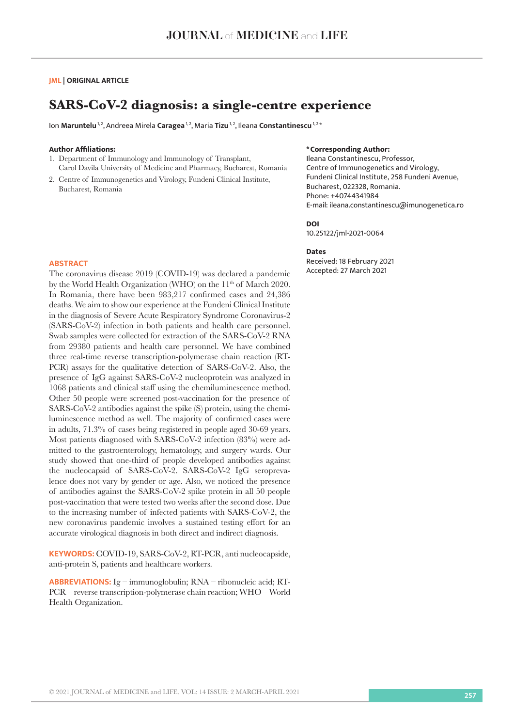JML | ORIGINAL ARTICLE

# SARS-CoV-2 diagnosis: a single-centre experience

Ion **Maruntelu** [1,2], Andreea Mirela **Caragea** [1,2], Maria **Tizu** [1,2], Ileana **Constantinescu** [1,2]*

**Author Affiliations:**

1. Department of Immunology and Immunology of Transplant, Carol Davila University of Medicine and Pharmacy, Bucharest, Romania
2. Centre of Immunogenetics and Virology, Fundeni Clinical Institute, Bucharest, Romania

**\*Corresponding Author:**
Ileana Constantinescu, Professor,
Centre of Immunogenetics and Virology,
Fundeni Clinical Institute, 258 Fundeni Avenue,
Bucharest, 022328, Romania.
Phone: +40744341984
E-mail: ileana.constantinescu@imunogenetica.ro

**DOI**
10.25122/jml-2021-0064

**Dates**
Received: 18 February 2021
Accepted: 27 March 2021

## ABSTRACT

The coronavirus disease 2019 (COVID-19) was declared a pandemic by the World Health Organization (WHO) on the 11th of March 2020. In Romania, there have been 983,217 confirmed cases and 24,386 deaths. We aim to show our experience at the Fundeni Clinical Institute in the diagnosis of Severe Acute Respiratory Syndrome Coronavirus-2 (SARS-CoV-2) infection in both patients and health care personnel. Swab samples were collected for extraction of the SARS-CoV-2 RNA from 29380 patients and health care personnel. We have combined three real-time reverse transcription-polymerase chain reaction (RT-PCR) assays for the qualitative detection of SARS-CoV-2. Also, the presence of IgG against SARS-CoV-2 nucleoprotein was analyzed in 1068 patients and clinical staff using the chemiluminescence method. Other 50 people were screened post-vaccination for the presence of SARS-CoV-2 antibodies against the spike (S) protein, using the chemiluminescence method as well. The majority of confirmed cases were in adults, 71.3% of cases being registered in people aged 30-69 years. Most patients diagnosed with SARS-CoV-2 infection (83%) were admitted to the gastroenterology, hematology, and surgery wards. Our study showed that one-third of people developed antibodies against the nucleocapsid of SARS-CoV-2. SARS-CoV-2 IgG seroprevalence does not vary by gender or age. Also, we noticed the presence of antibodies against the SARS-CoV-2 spike protein in all 50 people post-vaccination that were tested two weeks after the second dose. Due to the increasing number of infected patients with SARS-CoV-2, the new coronavirus pandemic involves a sustained testing effort for an accurate virological diagnosis in both direct and indirect diagnosis.

**KEYWORDS:** COVID-19, SARS-CoV-2, RT-PCR, anti nucleocapside, anti-protein S, patients and healthcare workers.

**ABBREVIATIONS:** Ig – immunoglobulin; RNA – ribonucleic acid; RT-PCR – reverse transcription-polymerase chain reaction; WHO – World Health Organization.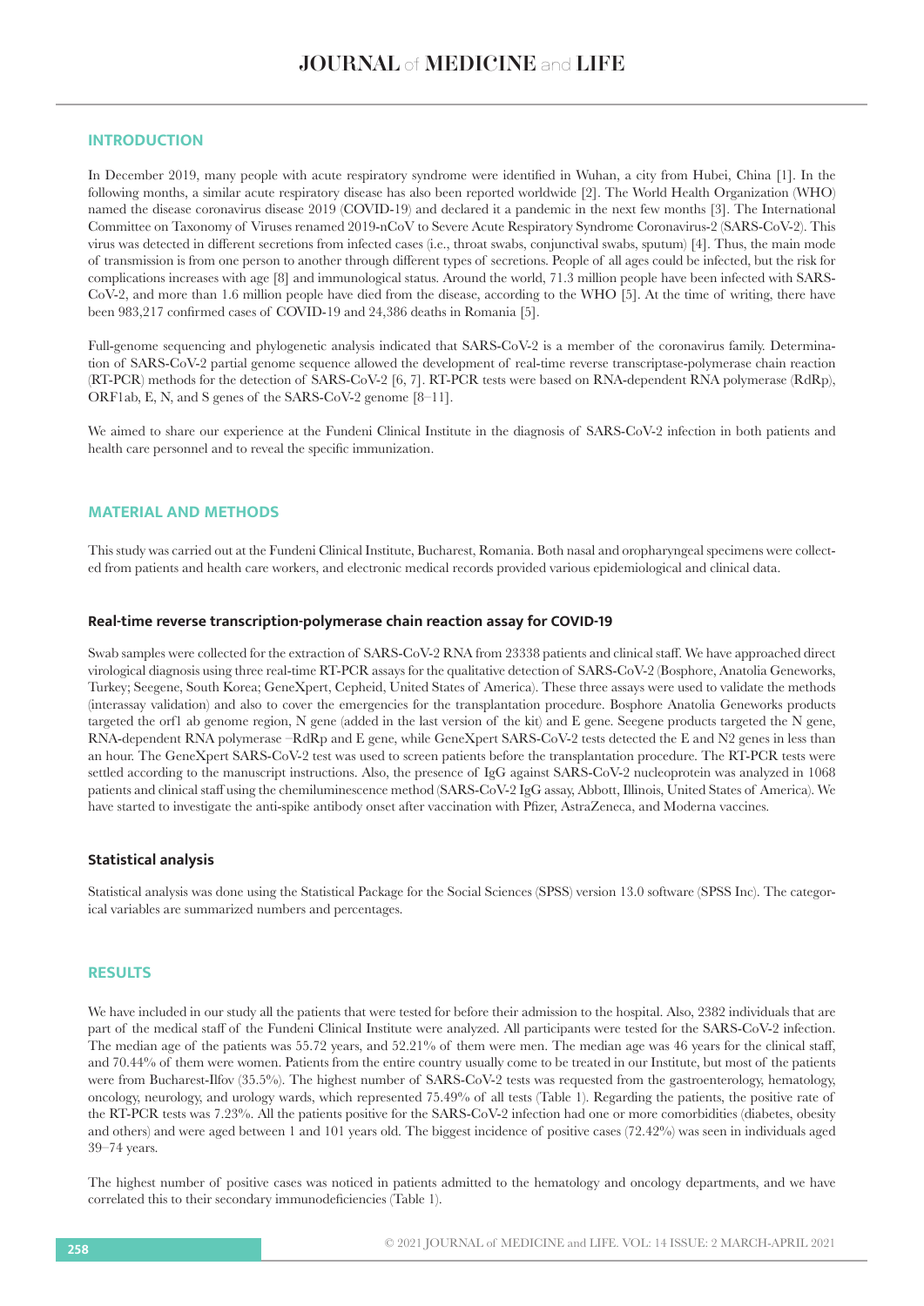## INTRODUCTION

In December 2019, many people with acute respiratory syndrome were identified in Wuhan, a city from Hubei, China [1]. In the following months, a similar acute respiratory disease has also been reported worldwide [2]. The World Health Organization (WHO) named the disease coronavirus disease 2019 (COVID-19) and declared it a pandemic in the next few months [3]. The International Committee on Taxonomy of Viruses renamed 2019-nCoV to Severe Acute Respiratory Syndrome Coronavirus-2 (SARS-CoV-2). This virus was detected in different secretions from infected cases (i.e., throat swabs, conjunctival swabs, sputum) [4]. Thus, the main mode of transmission is from one person to another through different types of secretions. People of all ages could be infected, but the risk for complications increases with age [8] and immunological status. Around the world, 71.3 million people have been infected with SARS-CoV-2, and more than 1.6 million people have died from the disease, according to the WHO [5]. At the time of writing, there have been 983,217 confirmed cases of COVID-19 and 24,386 deaths in Romania [5].

Full-genome sequencing and phylogenetic analysis indicated that SARS-CoV-2 is a member of the coronavirus family. Determination of SARS-CoV-2 partial genome sequence allowed the development of real-time reverse transcriptase-polymerase chain reaction (RT-PCR) methods for the detection of SARS-CoV-2 [6, 7]. RT-PCR tests were based on RNA-dependent RNA polymerase (RdRp), ORF1ab, E, N, and S genes of the SARS-CoV-2 genome [8–11].

We aimed to share our experience at the Fundeni Clinical Institute in the diagnosis of SARS-CoV-2 infection in both patients and health care personnel and to reveal the specific immunization.

## MATERIAL AND METHODS

This study was carried out at the Fundeni Clinical Institute, Bucharest, Romania. Both nasal and oropharyngeal specimens were collected from patients and health care workers, and electronic medical records provided various epidemiological and clinical data.

### Real-time reverse transcription-polymerase chain reaction assay for COVID-19

Swab samples were collected for the extraction of SARS-CoV-2 RNA from 23338 patients and clinical staff. We have approached direct virological diagnosis using three real-time RT-PCR assays for the qualitative detection of SARS-CoV-2 (Bosphore, Anatolia Geneworks, Turkey; Seegene, South Korea; GeneXpert, Cepheid, United States of America). These three assays were used to validate the methods (interassay validation) and also to cover the emergencies for the transplantation procedure. Bosphore Anatolia Geneworks products targeted the orf1 ab genome region, N gene (added in the last version of the kit) and E gene. Seegene products targeted the N gene, RNA-dependent RNA polymerase –RdRp and E gene, while GeneXpert SARS-CoV-2 tests detected the E and N2 genes in less than an hour. The GeneXpert SARS-CoV-2 test was used to screen patients before the transplantation procedure. The RT-PCR tests were settled according to the manuscript instructions. Also, the presence of IgG against SARS-CoV-2 nucleoprotein was analyzed in 1068 patients and clinical staff using the chemiluminescence method (SARS-CoV-2 IgG assay, Abbott, Illinois, United States of America). We have started to investigate the anti-spike antibody onset after vaccination with Pfizer, AstraZeneca, and Moderna vaccines.

### Statistical analysis

Statistical analysis was done using the Statistical Package for the Social Sciences (SPSS) version 13.0 software (SPSS Inc). The categorical variables are summarized numbers and percentages.

## RESULTS

We have included in our study all the patients that were tested for before their admission to the hospital. Also, 2382 individuals that are part of the medical staff of the Fundeni Clinical Institute were analyzed. All participants were tested for the SARS-CoV-2 infection. The median age of the patients was 55.72 years, and 52.21% of them were men. The median age was 46 years for the clinical staff, and 70.44% of them were women. Patients from the entire country usually come to be treated in our Institute, but most of the patients were from Bucharest-Ilfov (35.5%). The highest number of SARS-CoV-2 tests was requested from the gastroenterology, hematology, oncology, neurology, and urology wards, which represented 75.49% of all tests (Table 1). Regarding the patients, the positive rate of the RT-PCR tests was 7.23%. All the patients positive for the SARS-CoV-2 infection had one or more comorbidities (diabetes, obesity and others) and were aged between 1 and 101 years old. The biggest incidence of positive cases (72.42%) was seen in individuals aged 39–74 years.

The highest number of positive cases was noticed in patients admitted to the hematology and oncology departments, and we have correlated this to their secondary immunodeficiencies (Table 1).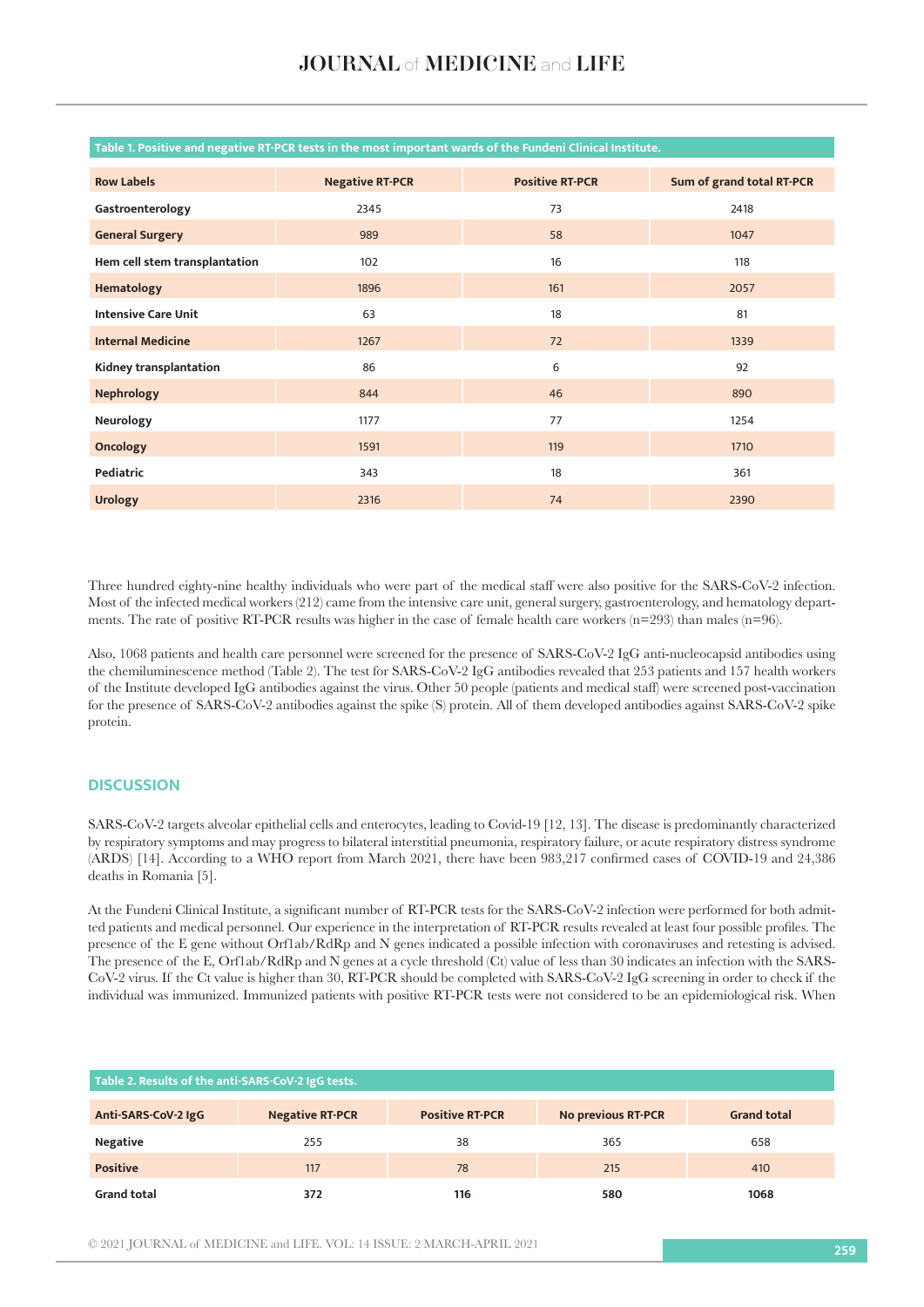**Table 1. Positive and negative RT-PCR tests in the most important wards of the Fundeni Clinical Institute.**

| Row Labels | Negative RT-PCR | Positive RT-PCR | Sum of grand total RT-PCR |
|---|---|---|---|
| Gastroenterology | 2345 | 73 | 2418 |
| General Surgery | 989 | 58 | 1047 |
| Hem cell stem transplantation | 102 | 16 | 118 |
| Hematology | 1896 | 161 | 2057 |
| Intensive Care Unit | 63 | 18 | 81 |
| Internal Medicine | 1267 | 72 | 1339 |
| Kidney transplantation | 86 | 6 | 92 |
| Nephrology | 844 | 46 | 890 |
| Neurology | 1177 | 77 | 1254 |
| Oncology | 1591 | 119 | 1710 |
| Pediatric | 343 | 18 | 361 |
| Urology | 2316 | 74 | 2390 |

Three hundred eighty-nine healthy individuals who were part of the medical staff were also positive for the SARS-CoV-2 infection. Most of the infected medical workers (212) came from the intensive care unit, general surgery, gastroenterology, and hematology departments. The rate of positive RT-PCR results was higher in the case of female health care workers (n=293) than males (n=96).

Also, 1068 patients and health care personnel were screened for the presence of SARS-CoV-2 IgG anti-nucleocapsid antibodies using the chemiluminescence method (Table 2). The test for SARS-CoV-2 IgG antibodies revealed that 253 patients and 157 health workers of the Institute developed IgG antibodies against the virus. Other 50 people (patients and medical staff) were screened post-vaccination for the presence of SARS-CoV-2 antibodies against the spike (S) protein. All of them developed antibodies against SARS-CoV-2 spike protein.

## DISCUSSION

SARS-CoV-2 targets alveolar epithelial cells and enterocytes, leading to Covid-19 [12, 13]. The disease is predominantly characterized by respiratory symptoms and may progress to bilateral interstitial pneumonia, respiratory failure, or acute respiratory distress syndrome (ARDS) [14]. According to a WHO report from March 2021, there have been 983,217 confirmed cases of COVID-19 and 24,386 deaths in Romania [5].

At the Fundeni Clinical Institute, a significant number of RT-PCR tests for the SARS-CoV-2 infection were performed for both admitted patients and medical personnel. Our experience in the interpretation of RT-PCR results revealed at least four possible profiles. The presence of the E gene without Orf1ab/RdRp and N genes indicated a possible infection with coronaviruses and retesting is advised. The presence of the E, Orf1ab/RdRp and N genes at a cycle threshold (Ct) value of less than 30 indicates an infection with the SARS-CoV-2 virus. If the Ct value is higher than 30, RT-PCR should be completed with SARS-CoV-2 IgG screening in order to check if the individual was immunized. Immunized patients with positive RT-PCR tests were not considered to be an epidemiological risk. When

**Table 2. Results of the anti-SARS-CoV-2 IgG tests.**

| Anti-SARS-CoV-2 IgG | Negative RT-PCR | Positive RT-PCR | No previous RT-PCR | Grand total |
|---|---|---|---|---|
| Negative | 255 | 38 | 365 | 658 |
| Positive | 117 | 78 | 215 | 410 |
| **Grand total** | **372** | **116** | **580** | **1068** |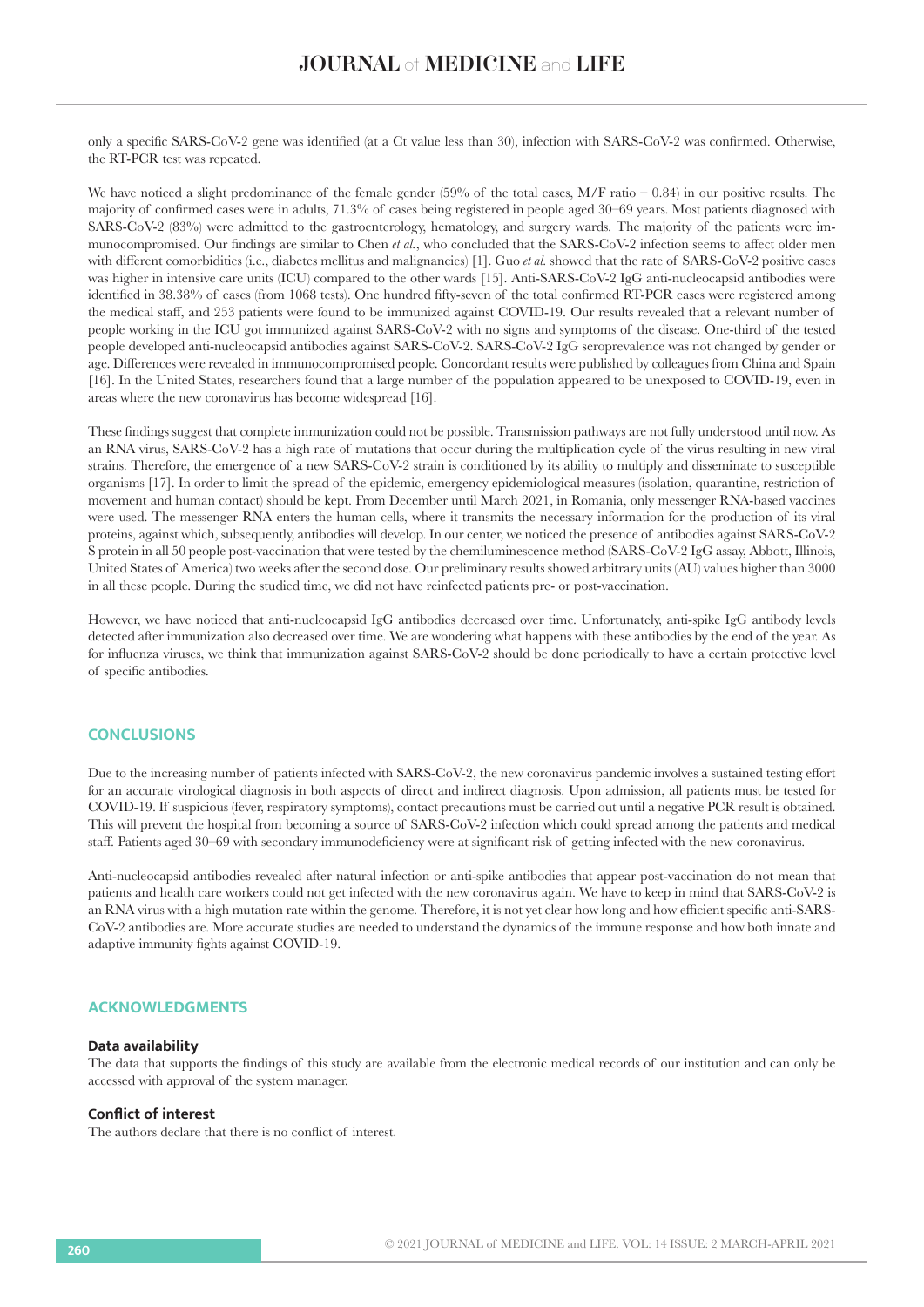only a specific SARS-CoV-2 gene was identified (at a Ct value less than 30), infection with SARS-CoV-2 was confirmed. Otherwise, the RT-PCR test was repeated.

We have noticed a slight predominance of the female gender (59% of the total cases, M/F ratio – 0.84) in our positive results. The majority of confirmed cases were in adults, 71.3% of cases being registered in people aged 30–69 years. Most patients diagnosed with SARS-CoV-2 (83%) were admitted to the gastroenterology, hematology, and surgery wards. The majority of the patients were immunocompromised. Our findings are similar to Chen *et al.*, who concluded that the SARS-CoV-2 infection seems to affect older men with different comorbidities (i.e., diabetes mellitus and malignancies) [1]. Guo *et al.* showed that the rate of SARS-CoV-2 positive cases was higher in intensive care units (ICU) compared to the other wards [15]. Anti-SARS-CoV-2 IgG anti-nucleocapsid antibodies were identified in 38.38% of cases (from 1068 tests). One hundred fifty-seven of the total confirmed RT-PCR cases were registered among the medical staff, and 253 patients were found to be immunized against COVID-19. Our results revealed that a relevant number of people working in the ICU got immunized against SARS-CoV-2 with no signs and symptoms of the disease. One-third of the tested people developed anti-nucleocapsid antibodies against SARS-CoV-2. SARS-CoV-2 IgG seroprevalence was not changed by gender or age. Differences were revealed in immunocompromised people. Concordant results were published by colleagues from China and Spain [16]. In the United States, researchers found that a large number of the population appeared to be unexposed to COVID-19, even in areas where the new coronavirus has become widespread [16].

These findings suggest that complete immunization could not be possible. Transmission pathways are not fully understood until now. As an RNA virus, SARS-CoV-2 has a high rate of mutations that occur during the multiplication cycle of the virus resulting in new viral strains. Therefore, the emergence of a new SARS-CoV-2 strain is conditioned by its ability to multiply and disseminate to susceptible organisms [17]. In order to limit the spread of the epidemic, emergency epidemiological measures (isolation, quarantine, restriction of movement and human contact) should be kept. From December until March 2021, in Romania, only messenger RNA-based vaccines were used. The messenger RNA enters the human cells, where it transmits the necessary information for the production of its viral proteins, against which, subsequently, antibodies will develop. In our center, we noticed the presence of antibodies against SARS-CoV-2 S protein in all 50 people post-vaccination that were tested by the chemiluminescence method (SARS-CoV-2 IgG assay, Abbott, Illinois, United States of America) two weeks after the second dose. Our preliminary results showed arbitrary units (AU) values higher than 3000 in all these people. During the studied time, we did not have reinfected patients pre- or post-vaccination.

However, we have noticed that anti-nucleocapsid IgG antibodies decreased over time. Unfortunately, anti-spike IgG antibody levels detected after immunization also decreased over time. We are wondering what happens with these antibodies by the end of the year. As for influenza viruses, we think that immunization against SARS-CoV-2 should be done periodically to have a certain protective level of specific antibodies.

## CONCLUSIONS

Due to the increasing number of patients infected with SARS-CoV-2, the new coronavirus pandemic involves a sustained testing effort for an accurate virological diagnosis in both aspects of direct and indirect diagnosis. Upon admission, all patients must be tested for COVID-19. If suspicious (fever, respiratory symptoms), contact precautions must be carried out until a negative PCR result is obtained. This will prevent the hospital from becoming a source of SARS-CoV-2 infection which could spread among the patients and medical staff. Patients aged 30–69 with secondary immunodeficiency were at significant risk of getting infected with the new coronavirus.

Anti-nucleocapsid antibodies revealed after natural infection or anti-spike antibodies that appear post-vaccination do not mean that patients and health care workers could not get infected with the new coronavirus again. We have to keep in mind that SARS-CoV-2 is an RNA virus with a high mutation rate within the genome. Therefore, it is not yet clear how long and how efficient specific anti-SARS-CoV-2 antibodies are. More accurate studies are needed to understand the dynamics of the immune response and how both innate and adaptive immunity fights against COVID-19.

## ACKNOWLEDGMENTS

### Data availability

The data that supports the findings of this study are available from the electronic medical records of our institution and can only be accessed with approval of the system manager.

### Conflict of interest

The authors declare that there is no conflict of interest.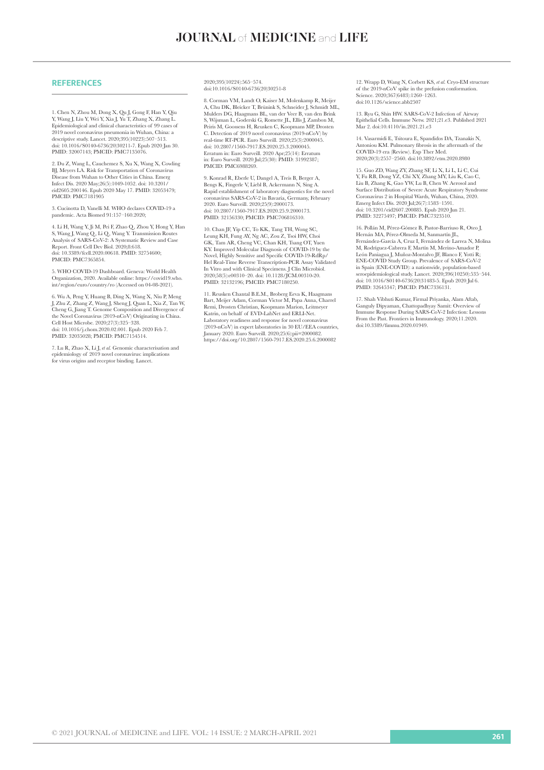## REFERENCES

1. Chen N, Zhou M, Dong X, Qu J, Gong F, Han Y, Qiu Y, Wang J, Liu Y, Wei Y, Xia J, Yu T, Zhang X, Zhang L. Epidemiological and clinical characteristics of 99 cases of 2019 novel coronavirus pneumonia in Wuhan, China: a descriptive study. Lancet. 2020;395(10223):507–513. doi: 10.1016/S0140-6736(20)30211-7. Epub 2020 Jan 30. PMID: 32007143; PMCID: PMC7135076.

2. Du Z, Wang L, Cauchemez S, Xu X, Wang X, Cowling BJ, Meyers LA. Risk for Transportation of Coronavirus Disease from Wuhan to Other Cities in China. Emerg Infect Dis. 2020 May;26(5):1049-1052. doi: 10.3201/eid2605.200146. Epub 2020 May 17. PMID: 32053479; PMCID: PMC7181905

3. Cucinotta D, Vanelli M. WHO declares COVID-19 a pandemic. Acta Biomed 91:157–160.2020;

4. Li H, Wang Y, Ji M, Pei F, Zhao Q, Zhou Y, Hong Y, Han S, Wang J, Wang Q, Li Q, Wang Y. Transmission Routes Analysis of SARS-CoV-2: A Systematic Review and Case Report. Front Cell Dev Biol. 2020;8:618. doi: 10.3389/fcell.2020.00618. PMID: 32754600; PMCID: PMC7365854.

5. WHO COVID-19 Dashboard. Geneva: World Health Organization, 2020. Available online: https://covid19.who.int/region/euro/country/ro (Accessed on 04-08-2021).

6. Wu A, Peng Y, Huang B, Ding X, Wang X, Niu P, Meng J, Zhu Z, Zhang Z, Wang J, Sheng J, Quan L, Xia Z, Tan W, Cheng G, Jiang T. Genome Composition and Divergence of the Novel Coronavirus (2019-nCoV) Originating in China. Cell Host Microbe. 2020;27(3):325–328. doi: 10.1016/j.chom.2020.02.001. Epub 2020 Feb 7. PMID: 32035028; PMCID: PMC7154514.

7. Lu R, Zhao X, Li J, *et al.* Genomic characterisation and epidemiology of 2019 novel coronavirus: implications for virus origins and receptor binding. Lancet. 2020;395(10224):565–574. doi:10.1016/S0140-6736(20)30251-8

8. Corman VM, Landt O, Kaiser M, Molenkamp R, Meijer A, Chu DK, Bleicker T, Brünink S, Schneider J, Schmidt ML, Mulders DG, Haagmans BL, van der Veer B, van den Brink S, Wijsman L, Goderski G, Romette JL, Ellis J, Zambon M, Peiris M, Goossens H, Reusken C, Koopmans MP, Drosten C. Detection of 2019 novel coronavirus (2019-nCoV) by real-time RT-PCR. Euro Surveill. 2020;25(3):2000045. doi: 10.2807/1560-7917.ES.2020.25.3.2000045. Erratum in: Euro Surveill. 2020 Apr;25(14): Erratum in: Euro Surveill. 2020 Jul;25(30): PMID: 31992387; PMCID: PMC6988269.

9. Konrad R, Eberle U, Dangel A, Treis B, Berger A, Bengs K, Fingerle V, Liebl B, Ackermann N, Sing A. Rapid establishment of laboratory diagnostics for the novel coronavirus SARS-CoV-2 in Bavaria, Germany, February 2020. Euro Surveill. 2020;25(9):2000173. doi: 10.2807/1560-7917.ES.2020.25.9.2000173. PMID: 32156330; PMCID: PMC706816310.

10. Chan JF, Yip CC, To KK, Tang TH, Wong SC, Leung KH, Fung AY, Ng AC, Zou Z, Tsoi HW, Choi GK, Tam AR, Cheng VC, Chan KH, Tsang OT, Yuen KY. Improved Molecular Diagnosis of COVID-19 by the Novel, Highly Sensitive and Specific COVID-19-RdRp/Hel Real-Time Reverse Transcription-PCR Assay Validated In Vitro and with Clinical Specimens. J Clin Microbiol. 2020;58(5):e00310–20. doi: 10.1128/JCM.00310-20. PMID: 32132196; PMCID: PMC7180250.

11. Reusken Chantal B.E.M., Broberg Eeva K, Haagmans Bart, Meijer Adam, Corman Victor M, Papa Anna, Charrel Remi, Drosten Christian, Koopmans Marion, Leitmeyer Katrin, on behalf of EVD-LabNet and ERLI-Net. Laboratory readiness and response for novel coronavirus (2019-nCoV) in expert laboratories in 30 EU/EEA countries, January 2020. Euro Surveill. 2020;25(6):pii=2000082. https://doi.org/10.2807/1560-7917.ES.2020.25.6.2000082

12. Wrapp D, Wang N, Corbett KS, *et al.* Cryo-EM structure of the 2019-nCoV spike in the prefusion conformation. Science. 2020;367(6483):1260–1263. doi:10.1126/science.abb2507

13. Ryu G, Shin HW. SARS-CoV-2 Infection of Airway Epithelial Cells. Immune Netw. 2021;21:e3. Published 2021 Mar 2. doi:10.4110/in.2021.21.e3

14. Vasarmidi E, Tsitoura E, Spandidos DA, Tzanakis N, Antoniou KM. Pulmonary fibrosis in the aftermath of the COVID-19 era (Review). Exp Ther Med. 2020;20(3):2557–2560. doi:10.3892/etm.2020.8980

15. Guo ZD, Wang ZY, Zhang SF, Li X, Li L, Li C, Cui Y, Fu RB, Dong YZ, Chi XY, Zhang MY, Liu K, Cao C, Liu B, Zhang K, Gao YW, Lu B, Chen W. Aerosol and Surface Distribution of Severe Acute Respiratory Syndrome Coronavirus 2 in Hospital Wards, Wuhan, China, 2020. Emerg Infect Dis. 2020 Jul;26(7):1583–1591. doi: 10.3201/eid2607.200885. Epub 2020 Jun 21. PMID: 32275497; PMCID: PMC7323510.

16. Pollán M, Pérez-Gómez B, Pastor-Barriuso R, Oteo J, Hernán MA, Pérez-Olmeda M, Sanmartín JL, Fernández-García A, Cruz I, Fernández de Larrea N, Molina M, Rodríguez-Cabrera F, Martín M, Merino-Amador P, León Paniagua J, Muñoz-Montalvo JF, Blanco F, Yotti R; ENE-COVID Study Group. Prevalence of SARS-CoV-2 in Spain (ENE-COVID): a nationwide, population-based seroepidemiological study. Lancet. 2020;396(10250):535–544. doi: 10.1016/S0140-6736(20)31483-5. Epub 2020 Jul 6. PMID: 32645347; PMCID: PMC7336131.

17. Shah Vibhuti Kumar, Firmal Priyanka, Alam Aftab, Ganguly Dipyaman, Chattopadhyay Samit: Overview of Immune Response During SARS-CoV-2 Infection: Lessons From the Past. Frontiers in Immunology. 2020;11.2020. doi:10.3389/fimmu.2020.01949.